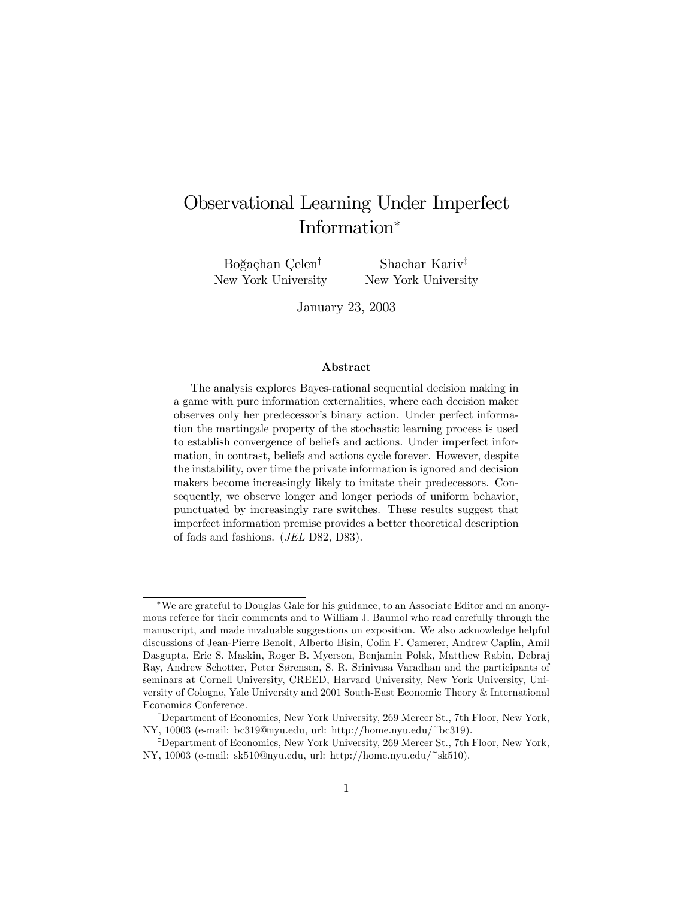# Observational Learning Under Imperfect Information*

Boğaçhan Çelen[†] — New York University

Shachar Kariv[‡] — New York University

January 23, 2003

### Abstract

The analysis explores Bayes-rational sequential decision making in a game with pure information externalities, where each decision maker observes only her predecessor's binary action. Under perfect information the martingale property of the stochastic learning process is used to establish convergence of beliefs and actions. Under imperfect information, in contrast, beliefs and actions cycle forever. However, despite the instability, over time the private information is ignored and decision makers become increasingly likely to imitate their predecessors. Consequently, we observe longer and longer periods of uniform behavior, punctuated by increasingly rare switches. These results suggest that imperfect information premise provides a better theoretical description of fads and fashions. (*JEL* D82, D83).

---

*We are grateful to Douglas Gale for his guidance, to an Associate Editor and an anonymous referee for their comments and to William J. Baumol who read carefully through the manuscript, and made invaluable suggestions on exposition. We also acknowledge helpful discussions of Jean-Pierre Benoît, Alberto Bisin, Colin F. Camerer, Andrew Caplin, Amil Dasgupta, Eric S. Maskin, Roger B. Myerson, Benjamin Polak, Matthew Rabin, Debraj Ray, Andrew Schotter, Peter Sørensen, S. R. Srinivasa Varadhan and the participants of seminars at Cornell University, CREED, Harvard University, New York University, University of Cologne, Yale University and 2001 South-East Economic Theory & International Economics Conference.

[†]Department of Economics, New York University, 269 Mercer St., 7th Floor, New York, NY, 10003 (e-mail: bc319@nyu.edu, url: http://home.nyu.edu/~bc319).

[‡]Department of Economics, New York University, 269 Mercer St., 7th Floor, New York, NY, 10003 (e-mail: sk510@nyu.edu, url: http://home.nyu.edu/~sk510).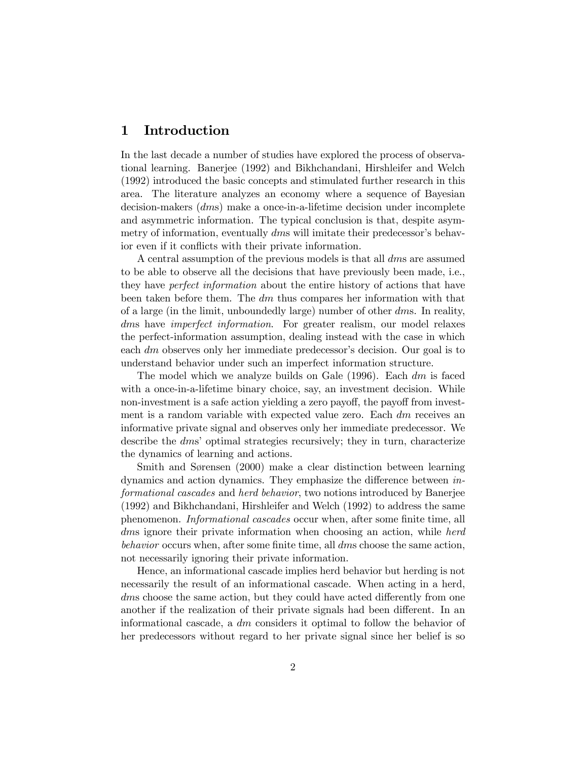# 1 Introduction

In the last decade a number of studies have explored the process of observational learning. Banerjee (1992) and Bikhchandani, Hirshleifer and Welch (1992) introduced the basic concepts and stimulated further research in this area. The literature analyzes an economy where a sequence of Bayesian decision-makers (*dm*s) make a once-in-a-lifetime decision under incomplete and asymmetric information. The typical conclusion is that, despite asymmetry of information, eventually *dm*s will imitate their predecessor's behavior even if it conflicts with their private information.

A central assumption of the previous models is that all *dm*s are assumed to be able to observe all the decisions that have previously been made, i.e., they have *perfect information* about the entire history of actions that have been taken before them. The *dm* thus compares her information with that of a large (in the limit, unboundedly large) number of other *dm*s. In reality, *dm*s have *imperfect information*. For greater realism, our model relaxes the perfect-information assumption, dealing instead with the case in which each *dm* observes only her immediate predecessor's decision. Our goal is to understand behavior under such an imperfect information structure.

The model which we analyze builds on Gale (1996). Each *dm* is faced with a once-in-a-lifetime binary choice, say, an investment decision. While non-investment is a safe action yielding a zero payoff, the payoff from investment is a random variable with expected value zero. Each *dm* receives an informative private signal and observes only her immediate predecessor. We describe the *dm*s' optimal strategies recursively; they in turn, characterize the dynamics of learning and actions.

Smith and Sørensen (2000) make a clear distinction between learning dynamics and action dynamics. They emphasize the difference between *informational cascades* and *herd behavior*, two notions introduced by Banerjee (1992) and Bikhchandani, Hirshleifer and Welch (1992) to address the same phenomenon. *Informational cascades* occur when, after some finite time, all *dm*s ignore their private information when choosing an action, while *herd behavior* occurs when, after some finite time, all *dm*s choose the same action, not necessarily ignoring their private information.

Hence, an informational cascade implies herd behavior but herding is not necessarily the result of an informational cascade. When acting in a herd, *dm*s choose the same action, but they could have acted differently from one another if the realization of their private signals had been different. In an informational cascade, a *dm* considers it optimal to follow the behavior of her predecessors without regard to her private signal since her belief is so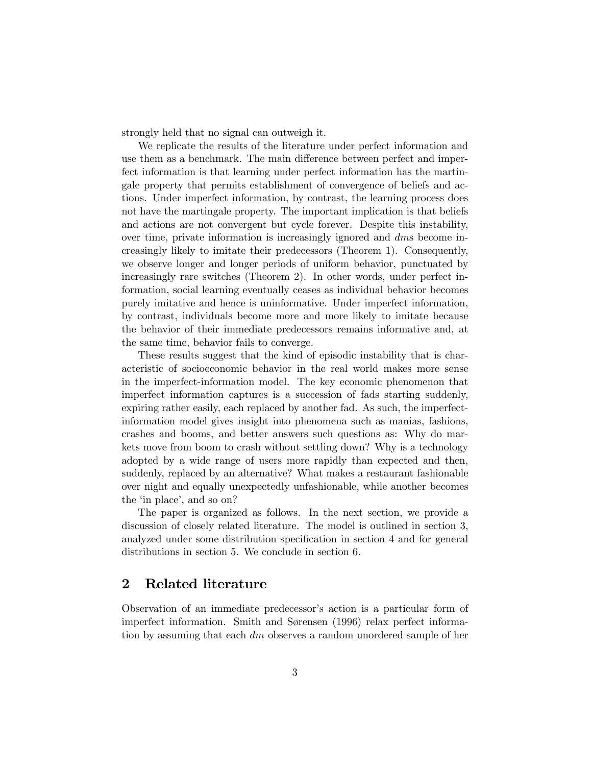strongly held that no signal can outweigh it.

We replicate the results of the literature under perfect information and use them as a benchmark. The main difference between perfect and imperfect information is that learning under perfect information has the martingale property that permits establishment of convergence of beliefs and actions. Under imperfect information, by contrast, the learning process does not have the martingale property. The important implication is that beliefs and actions are not convergent but cycle forever. Despite this instability, over time, private information is increasingly ignored and *dm*s become increasingly likely to imitate their predecessors (Theorem 1). Consequently, we observe longer and longer periods of uniform behavior, punctuated by increasingly rare switches (Theorem 2). In other words, under perfect information, social learning eventually ceases as individual behavior becomes purely imitative and hence is uninformative. Under imperfect information, by contrast, individuals become more and more likely to imitate because the behavior of their immediate predecessors remains informative and, at the same time, behavior fails to converge.

These results suggest that the kind of episodic instability that is characteristic of socioeconomic behavior in the real world makes more sense in the imperfect-information model. The key economic phenomenon that imperfect information captures is a succession of fads starting suddenly, expiring rather easily, each replaced by another fad. As such, the imperfect-information model gives insight into phenomena such as manias, fashions, crashes and booms, and better answers such questions as: Why do markets move from boom to crash without settling down? Why is a technology adopted by a wide range of users more rapidly than expected and then, suddenly, replaced by an alternative? What makes a restaurant fashionable over night and equally unexpectedly unfashionable, while another becomes the 'in place', and so on?

The paper is organized as follows. In the next section, we provide a discussion of closely related literature. The model is outlined in section 3, analyzed under some distribution specification in section 4 and for general distributions in section 5. We conclude in section 6.

## 2 Related literature

Observation of an immediate predecessor's action is a particular form of imperfect information. Smith and Sørensen (1996) relax perfect information by assuming that each *dm* observes a random unordered sample of her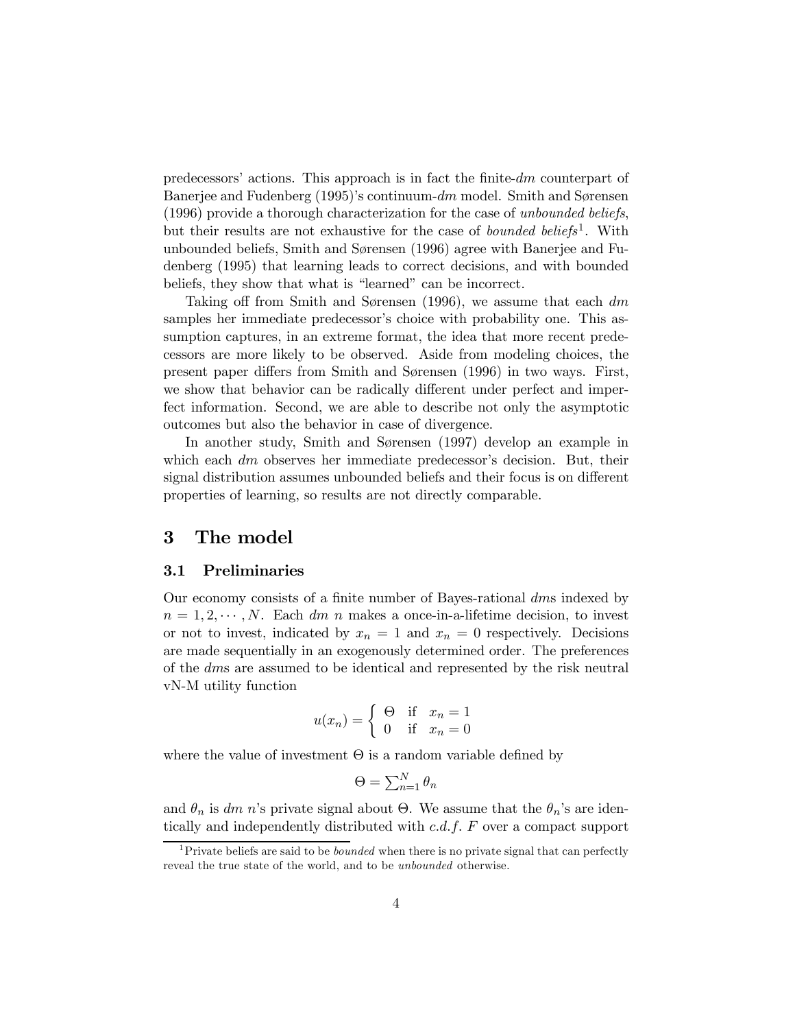predecessors' actions. This approach is in fact the finite-*dm* counterpart of Banerjee and Fudenberg (1995)'s continuum-*dm* model. Smith and Sørensen (1996) provide a thorough characterization for the case of *unbounded beliefs*, but their results are not exhaustive for the case of *bounded beliefs*[1]. With unbounded beliefs, Smith and Sørensen (1996) agree with Banerjee and Fudenberg (1995) that learning leads to correct decisions, and with bounded beliefs, they show that what is "learned" can be incorrect.

Taking off from Smith and Sørensen (1996), we assume that each *dm* samples her immediate predecessor's choice with probability one. This assumption captures, in an extreme format, the idea that more recent predecessors are more likely to be observed. Aside from modeling choices, the present paper differs from Smith and Sørensen (1996) in two ways. First, we show that behavior can be radically different under perfect and imperfect information. Second, we are able to describe not only the asymptotic outcomes but also the behavior in case of divergence.

In another study, Smith and Sørensen (1997) develop an example in which each *dm* observes her immediate predecessor's decision. But, their signal distribution assumes unbounded beliefs and their focus is on different properties of learning, so results are not directly comparable.

# 3 The model

## 3.1 Preliminaries

Our economy consists of a finite number of Bayes-rational *dm*s indexed by $n = 1, 2, \cdots, N$. Each *dm* $n$ makes a once-in-a-lifetime decision, to invest or not to invest, indicated by $x_n = 1$ and $x_n = 0$ respectively. Decisions are made sequentially in an exogenously determined order. The preferences of the *dm*s are assumed to be identical and represented by the risk neutral vN-M utility function

$$u(x_n) = \begin{cases} \Theta & \text{if} \quad x_n = 1 \\ 0 & \text{if} \quad x_n = 0 \end{cases}$$

where the value of investment $\Theta$ is a random variable defined by

$$\Theta = \textstyle\sum_{n=1}^{N} \theta_n$$

and $\theta_n$ is *dm* $n$'s private signal about $\Theta$. We assume that the $\theta_n$'s are identically and independently distributed with *c.d.f.* $F$ over a compact support

[1] Private beliefs are said to be *bounded* when there is no private signal that can perfectly reveal the true state of the world, and to be *unbounded* otherwise.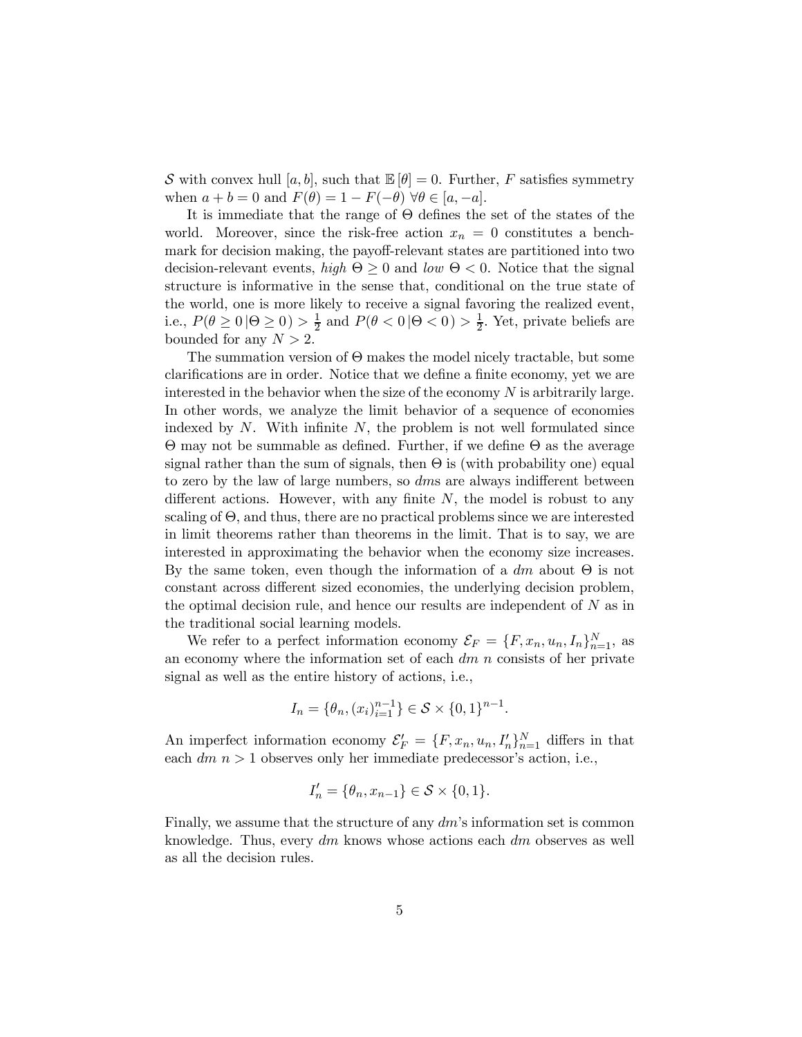$\mathcal{S}$ with convex hull $[a, b]$, such that $\mathbb{E}[\theta] = 0$. Further, $F$ satisfies symmetry when $a + b = 0$ and $F(\theta) = 1 - F(-\theta)\ \forall \theta \in [a, -a]$.

It is immediate that the range of $\Theta$ defines the set of the states of the world. Moreover, since the risk-free action $x_n = 0$ constitutes a benchmark for decision making, the payoff-relevant states are partitioned into two decision-relevant events, *high* $\Theta \geq 0$ and *low* $\Theta < 0$. Notice that the signal structure is informative in the sense that, conditional on the true state of the world, one is more likely to receive a signal favoring the realized event, i.e., $P(\theta \geq 0 \,|\Theta \geq 0\,) > \frac{1}{2}$ and $P(\theta < 0 \,|\Theta < 0\,) > \frac{1}{2}$. Yet, private beliefs are bounded for any $N > 2$.

The summation version of $\Theta$ makes the model nicely tractable, but some clarifications are in order. Notice that we define a finite economy, yet we are interested in the behavior when the size of the economy $N$ is arbitrarily large. In other words, we analyze the limit behavior of a sequence of economies indexed by $N$. With infinite $N$, the problem is not well formulated since $\Theta$ may not be summable as defined. Further, if we define $\Theta$ as the average signal rather than the sum of signals, then $\Theta$ is (with probability one) equal to zero by the law of large numbers, so *dm*s are always indifferent between different actions. However, with any finite $N$, the model is robust to any scaling of $\Theta$, and thus, there are no practical problems since we are interested in limit theorems rather than theorems in the limit. That is to say, we are interested in approximating the behavior when the economy size increases. By the same token, even though the information of a *dm* about $\Theta$ is not constant across different sized economies, the underlying decision problem, the optimal decision rule, and hence our results are independent of $N$ as in the traditional social learning models.

We refer to a perfect information economy $\mathcal{E}_F = \{F, x_n, u_n, I_n\}_{n=1}^{N}$, as an economy where the information set of each *dm* $n$ consists of her private signal as well as the entire history of actions, i.e.,

$$I_n = \{\theta_n, (x_i)_{i=1}^{n-1}\} \in \mathcal{S} \times \{0,1\}^{n-1}.$$

An imperfect information economy $\mathcal{E}'_F = \{F, x_n, u_n, I'_n\}_{n=1}^{N}$ differs in that each *dm* $n > 1$ observes only her immediate predecessor's action, i.e.,

$$I'_n = \{\theta_n, x_{n-1}\} \in \mathcal{S} \times \{0,1\}.$$

Finally, we assume that the structure of any *dm*'s information set is common knowledge. Thus, every *dm* knows whose actions each *dm* observes as well as all the decision rules.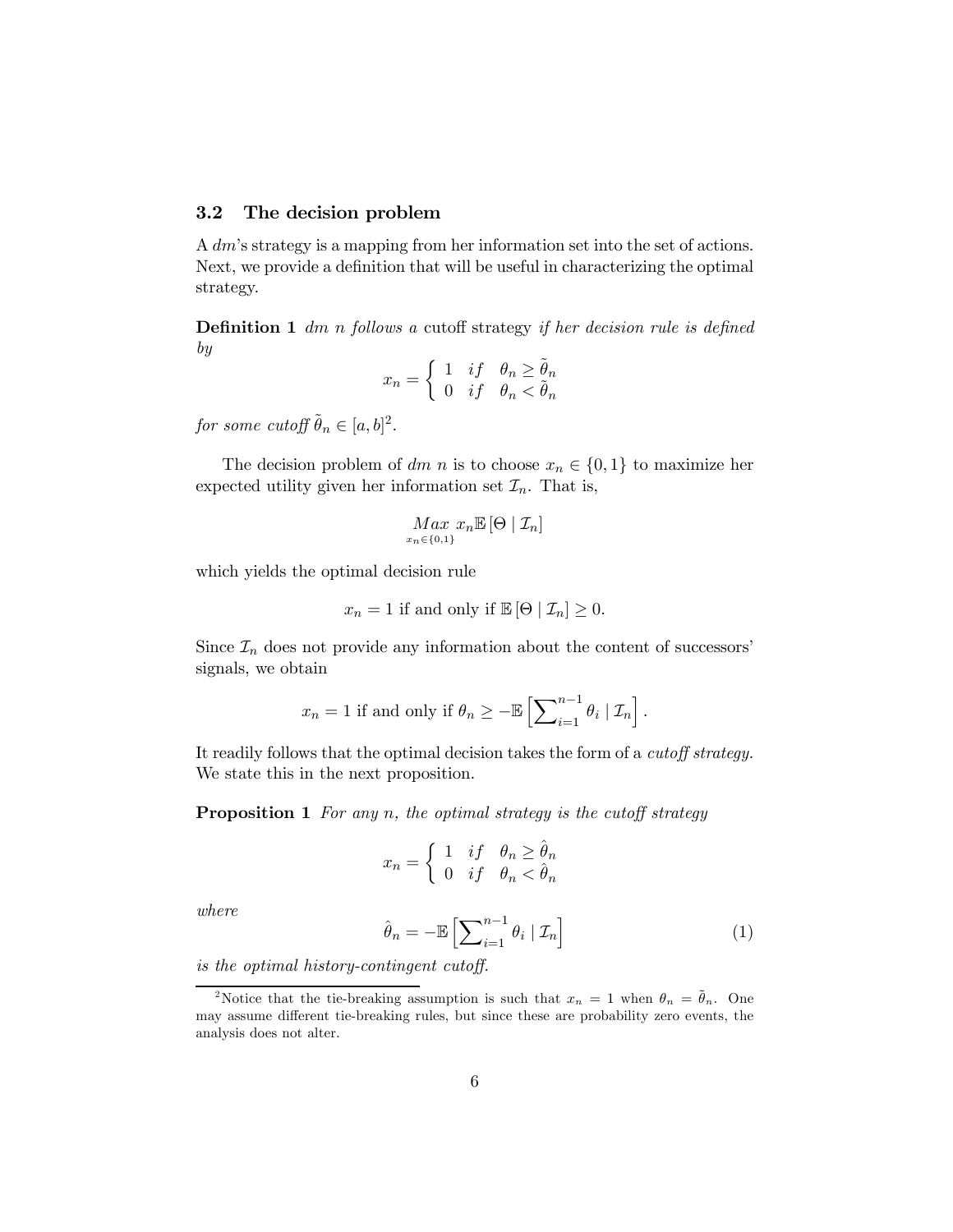### 3.2 The decision problem

A $dm$'s strategy is a mapping from her information set into the set of actions. Next, we provide a definition that will be useful in characterizing the optimal strategy.

**Definition 1** *$dm$ $n$ follows a* cutoff strategy *if her decision rule is defined by*

$$x_n = \begin{cases} 1 & if \quad \theta_n \geq \tilde{\theta}_n \\ 0 & if \quad \theta_n < \tilde{\theta}_n \end{cases}$$

*for some cutoff $\tilde{\theta}_n \in [a, b]$*[2].

The decision problem of $dm$ $n$ is to choose $x_n \in \{0, 1\}$ to maximize her expected utility given her information set $\mathcal{I}_n$. That is,

$$\underset{x_n \in \{0,1\}}{Max} \; x_n \mathbb{E}\left[\Theta \mid \mathcal{I}_n\right]$$

which yields the optimal decision rule

$$x_n = 1 \text{ if and only if } \mathbb{E}\left[\Theta \mid \mathcal{I}_n\right] \geq 0.$$

Since $\mathcal{I}_n$ does not provide any information about the content of successors' signals, we obtain

$$x_n = 1 \text{ if and only if } \theta_n \geq -\mathbb{E}\left[\sum\nolimits_{i=1}^{n-1} \theta_i \mid \mathcal{I}_n\right].$$

It readily follows that the optimal decision takes the form of a *cutoff strategy.* We state this in the next proposition.

**Proposition 1** *For any $n$, the optimal strategy is the cutoff strategy*

$$x_n = \begin{cases} 1 & if \quad \theta_n \geq \hat{\theta}_n \\ 0 & if \quad \theta_n < \hat{\theta}_n \end{cases}$$

*where*

$$\hat{\theta}_n = -\mathbb{E}\left[\sum\nolimits_{i=1}^{n-1} \theta_i \mid \mathcal{I}_n\right] \tag{1}$$

*is the optimal history-contingent cutoff.*

---

[2] Notice that the tie-breaking assumption is such that $x_n = 1$ when $\theta_n = \tilde{\theta}_n$. One may assume different tie-breaking rules, but since these are probability zero events, the analysis does not alter.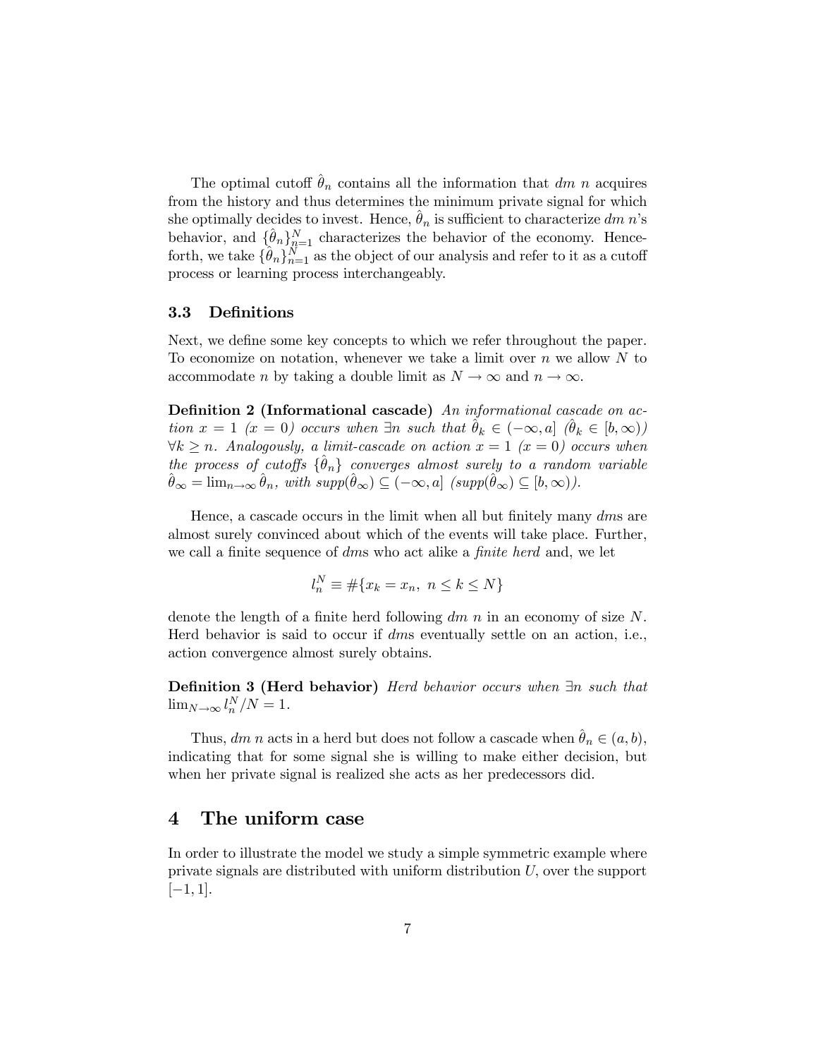The optimal cutoff $\hat{\theta}_n$ contains all the information that *dm n* acquires from the history and thus determines the minimum private signal for which she optimally decides to invest. Hence, $\hat{\theta}_n$ is sufficient to characterize *dm n*'s behavior, and $\{\hat{\theta}_n\}_{n=1}^N$ characterizes the behavior of the economy. Henceforth, we take $\{\hat{\theta}_n\}_{n=1}^N$ as the object of our analysis and refer to it as a cutoff process or learning process interchangeably.

### 3.3 Definitions

Next, we define some key concepts to which we refer throughout the paper. To economize on notation, whenever we take a limit over $n$ we allow $N$ to accommodate $n$ by taking a double limit as $N \to \infty$ and $n \to \infty$.

**Definition 2 (Informational cascade)** *An informational cascade on action $x = 1$ ($x = 0$) occurs when $\exists n$ such that $\hat{\theta}_k \in (-\infty, a]$ ($\hat{\theta}_k \in [b, \infty)$) $\forall k \geq n$. Analogously, a limit-cascade on action $x = 1$ ($x = 0$) occurs when the process of cutoffs $\{\hat{\theta}_n\}$ converges almost surely to a random variable $\hat{\theta}_\infty = \lim_{n\to\infty} \hat{\theta}_n$, with $supp(\hat{\theta}_\infty) \subseteq (-\infty, a]$ ($supp(\hat{\theta}_\infty) \subseteq [b, \infty)$).*

Hence, a cascade occurs in the limit when all but finitely many *dm*s are almost surely convinced about which of the events will take place. Further, we call a finite sequence of *dm*s who act alike a *finite herd* and, we let

$$l_n^N \equiv \#\{x_k = x_n,\ n \leq k \leq N\}$$

denote the length of a finite herd following *dm n* in an economy of size $N$. Herd behavior is said to occur if *dm*s eventually settle on an action, i.e., action convergence almost surely obtains.

**Definition 3 (Herd behavior)** *Herd behavior occurs when $\exists n$ such that $\lim_{N\to\infty} l_n^N / N = 1$.*

Thus, *dm n* acts in a herd but does not follow a cascade when $\hat{\theta}_n \in (a, b)$, indicating that for some signal she is willing to make either decision, but when her private signal is realized she acts as her predecessors did.

## 4 The uniform case

In order to illustrate the model we study a simple symmetric example where private signals are distributed with uniform distribution $U$, over the support $[-1, 1]$.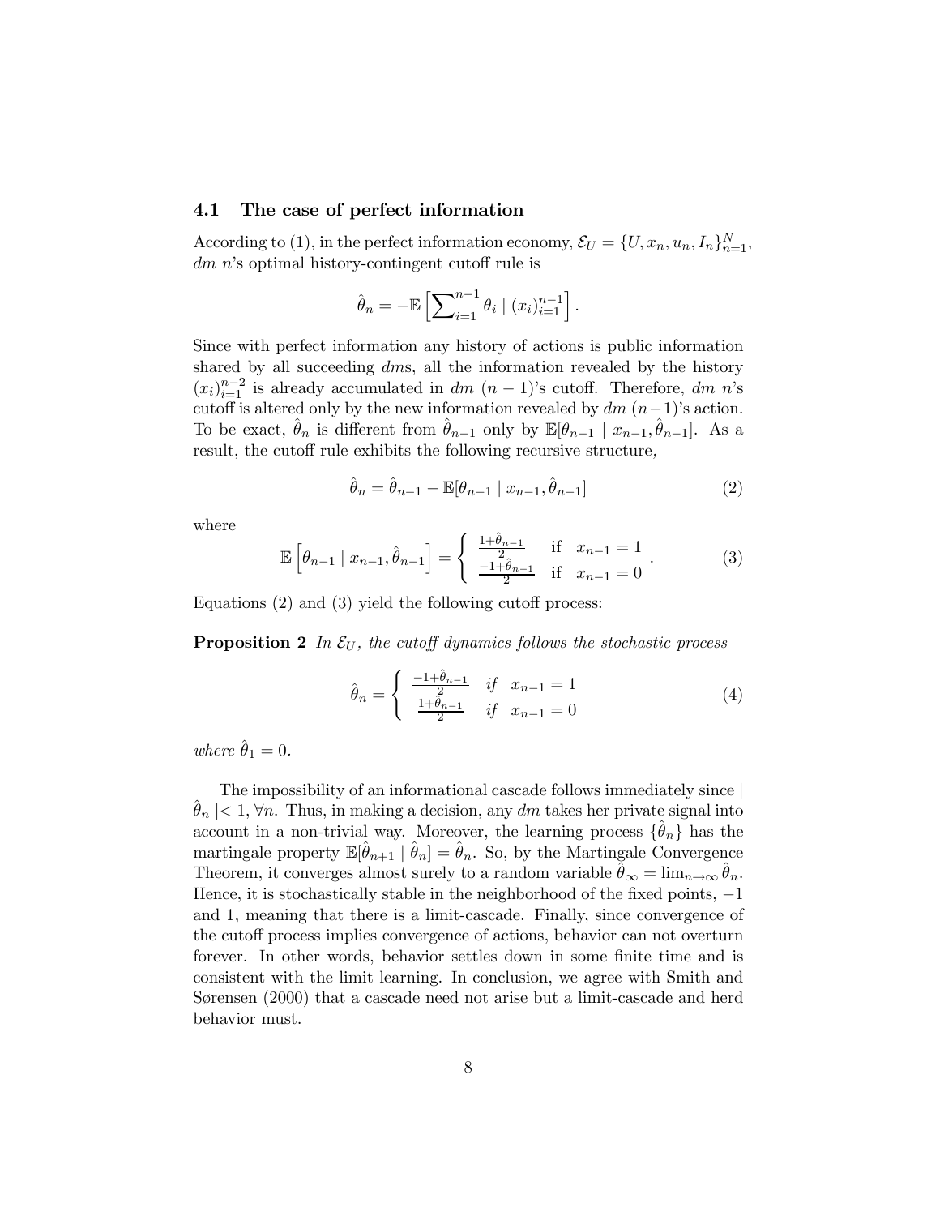### 4.1 The case of perfect information

According to (1), in the perfect information economy, $\mathcal{E}_U = \{U, x_n, u_n, I_n\}_{n=1}^N$, *dm* $n$'s optimal history-contingent cutoff rule is

$$\hat{\theta}_n = -\mathbb{E}\left[\sum\nolimits_{i=1}^{n-1} \theta_i \mid (x_i)_{i=1}^{n-1}\right].$$

Since with perfect information any history of actions is public information shared by all succeeding *dms*, all the information revealed by the history $(x_i)_{i=1}^{n-2}$ is already accumulated in *dm* $(n-1)$'s cutoff. Therefore, *dm* $n$'s cutoff is altered only by the new information revealed by *dm* $(n-1)$'s action. To be exact, $\hat{\theta}_n$ is different from $\hat{\theta}_{n-1}$ only by $\mathbb{E}[\theta_{n-1} \mid x_{n-1}, \hat{\theta}_{n-1}]$. As a result, the cutoff rule exhibits the following recursive structure,

$$\hat{\theta}_n = \hat{\theta}_{n-1} - \mathbb{E}[\theta_{n-1} \mid x_{n-1}, \hat{\theta}_{n-1}] \tag{2}$$

where

$$\mathbb{E}\left[\theta_{n-1} \mid x_{n-1}, \hat{\theta}_{n-1}\right] = \begin{cases} \frac{1+\hat{\theta}_{n-1}}{2} & \text{if} \quad x_{n-1} = 1 \\ \frac{-1+\hat{\theta}_{n-1}}{2} & \text{if} \quad x_{n-1} = 0 \end{cases}. \tag{3}$$

Equations (2) and (3) yield the following cutoff process:

**Proposition 2** *In $\mathcal{E}_U$, the cutoff dynamics follows the stochastic process*

$$\hat{\theta}_n = \begin{cases} \frac{-1+\hat{\theta}_{n-1}}{2} & \text{if} \quad x_{n-1} = 1 \\ \frac{1+\hat{\theta}_{n-1}}{2} & \text{if} \quad x_{n-1} = 0 \end{cases} \tag{4}$$

*where $\hat{\theta}_1 = 0$.*

The impossibility of an informational cascade follows immediately since $|\hat{\theta}_n| < 1, \forall n$. Thus, in making a decision, any *dm* takes her private signal into account in a non-trivial way. Moreover, the learning process $\{\hat{\theta}_n\}$ has the martingale property $\mathbb{E}[\hat{\theta}_{n+1} \mid \hat{\theta}_n] = \hat{\theta}_n$. So, by the Martingale Convergence Theorem, it converges almost surely to a random variable $\hat{\theta}_\infty = \lim_{n\to\infty} \hat{\theta}_n$. Hence, it is stochastically stable in the neighborhood of the fixed points, $-1$ and 1, meaning that there is a limit-cascade. Finally, since convergence of the cutoff process implies convergence of actions, behavior can not overturn forever. In other words, behavior settles down in some finite time and is consistent with the limit learning. In conclusion, we agree with Smith and Sørensen (2000) that a cascade need not arise but a limit-cascade and herd behavior must.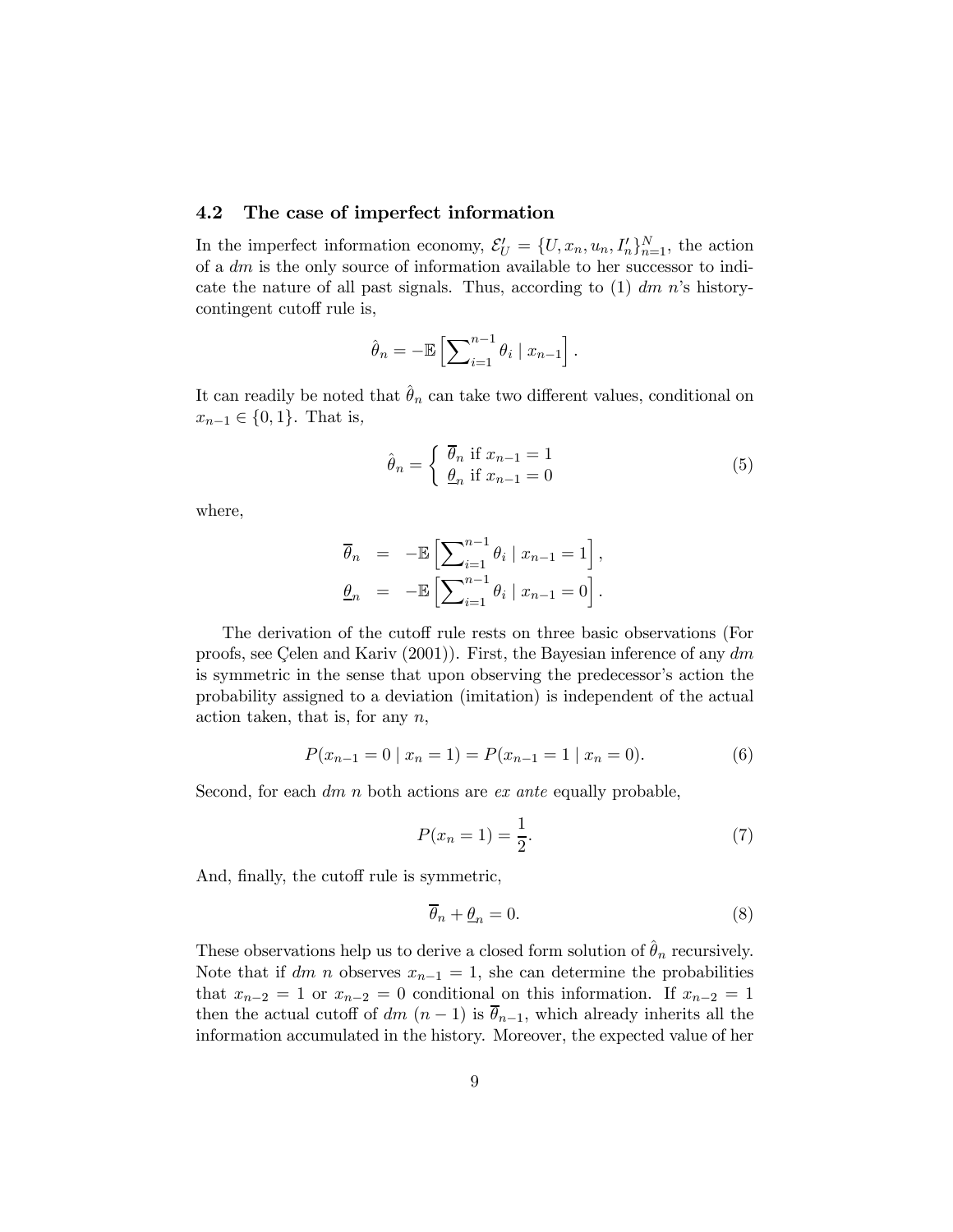### 4.2 The case of imperfect information

In the imperfect information economy, $\mathcal{E}'_U = \{U, x_n, u_n, I'_n\}_{n=1}^N$, the action of a *dm* is the only source of information available to her successor to indicate the nature of all past signals. Thus, according to (1) *dm* $n$'s history-contingent cutoff rule is,

$$\hat{\theta}_n = -\mathbb{E}\left[\sum\nolimits_{i=1}^{n-1} \theta_i \mid x_{n-1}\right].$$

It can readily be noted that $\hat{\theta}_n$ can take two different values, conditional on $x_{n-1} \in \{0, 1\}$. That is,

$$\hat{\theta}_n = \begin{cases} \overline{\theta}_n \text{ if } x_{n-1} = 1 \\ \underline{\theta}_n \text{ if } x_{n-1} = 0 \end{cases} \tag{5}$$

where,

$$\begin{aligned} \overline{\theta}_n &= -\mathbb{E}\left[\sum\nolimits_{i=1}^{n-1} \theta_i \mid x_{n-1} = 1\right], \\ \underline{\theta}_n &= -\mathbb{E}\left[\sum\nolimits_{i=1}^{n-1} \theta_i \mid x_{n-1} = 0\right]. \end{aligned}$$

The derivation of the cutoff rule rests on three basic observations (For proofs, see Çelen and Kariv (2001)). First, the Bayesian inference of any *dm* is symmetric in the sense that upon observing the predecessor's action the probability assigned to a deviation (imitation) is independent of the actual action taken, that is, for any $n$,

$$P(x_{n-1} = 0 \mid x_n = 1) = P(x_{n-1} = 1 \mid x_n = 0). \tag{6}$$

Second, for each *dm* $n$ both actions are *ex ante* equally probable,

$$P(x_n = 1) = \frac{1}{2}. \tag{7}$$

And, finally, the cutoff rule is symmetric,

$$\overline{\theta}_n + \underline{\theta}_n = 0. \tag{8}$$

These observations help us to derive a closed form solution of $\hat{\theta}_n$ recursively. Note that if *dm* $n$ observes $x_{n-1} = 1$, she can determine the probabilities that $x_{n-2} = 1$ or $x_{n-2} = 0$ conditional on this information. If $x_{n-2} = 1$ then the actual cutoff of *dm* $(n-1)$ is $\overline{\theta}_{n-1}$, which already inherits all the information accumulated in the history. Moreover, the expected value of her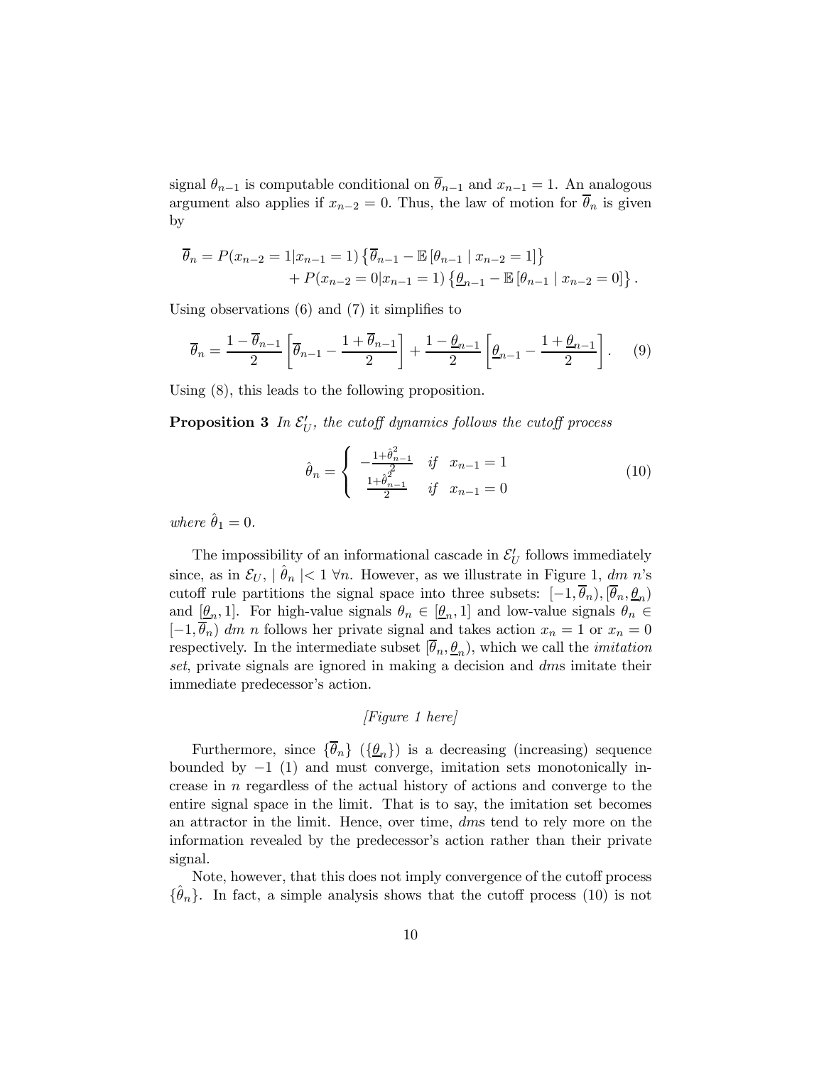signal $\theta_{n-1}$ is computable conditional on $\overline{\theta}_{n-1}$ and $x_{n-1} = 1$. An analogous argument also applies if $x_{n-2} = 0$. Thus, the law of motion for $\overline{\theta}_n$ is given by

$$\overline{\theta}_n = P(x_{n-2} = 1 | x_{n-1} = 1) \left\{ \overline{\theta}_{n-1} - \mathbb{E}\left[\theta_{n-1} \mid x_{n-2} = 1\right] \right\} + P(x_{n-2} = 0 | x_{n-1} = 1) \left\{ \underline{\theta}_{n-1} - \mathbb{E}\left[\theta_{n-1} \mid x_{n-2} = 0\right] \right\}.$$

Using observations (6) and (7) it simplifies to

$$\overline{\theta}_n = \frac{1 - \overline{\theta}_{n-1}}{2} \left[ \overline{\theta}_{n-1} - \frac{1 + \overline{\theta}_{n-1}}{2} \right] + \frac{1 - \underline{\theta}_{n-1}}{2} \left[ \underline{\theta}_{n-1} - \frac{1 + \underline{\theta}_{n-1}}{2} \right]. \quad (9)$$

Using (8), this leads to the following proposition.

**Proposition 3** *In $\mathcal{E}'_U$, the cutoff dynamics follows the cutoff process*

$$\hat{\theta}_n = \begin{cases} -\frac{1 + \hat{\theta}^2_{n-1}}{2} & \text{if} \quad x_{n-1} = 1 \\ \frac{1 + \hat{\theta}^2_{n-1}}{2} & \text{if} \quad x_{n-1} = 0 \end{cases} \quad (10)$$

*where $\hat{\theta}_1 = 0$.*

The impossibility of an informational cascade in $\mathcal{E}'_U$ follows immediately since, as in $\mathcal{E}_U$, $|\hat{\theta}_n| < 1 \; \forall n$. However, as we illustrate in Figure 1, *dm* $n$'s cutoff rule partitions the signal space into three subsets: $[-1, \overline{\theta}_n)$, $[\overline{\theta}_n, \underline{\theta}_n)$ and $[\underline{\theta}_n, 1]$. For high-value signals $\theta_n \in [\underline{\theta}_n, 1]$ and low-value signals $\theta_n \in [-1, \overline{\theta}_n)$ *dm* $n$ follows her private signal and takes action $x_n = 1$ or $x_n = 0$ respectively. In the intermediate subset $[\overline{\theta}_n, \underline{\theta}_n)$, which we call the *imitation set*, private signals are ignored in making a decision and *dm*s imitate their immediate predecessor's action.

*[Figure 1 here]*

Furthermore, since $\{\overline{\theta}_n\}$ ($\{\underline{\theta}_n\}$) is a decreasing (increasing) sequence bounded by $-1$ (1) and must converge, imitation sets monotonically increase in $n$ regardless of the actual history of actions and converge to the entire signal space in the limit. That is to say, the imitation set becomes an attractor in the limit. Hence, over time, *dm*s tend to rely more on the information revealed by the predecessor's action rather than their private signal.

Note, however, that this does not imply convergence of the cutoff process $\{\hat{\theta}_n\}$. In fact, a simple analysis shows that the cutoff process (10) is not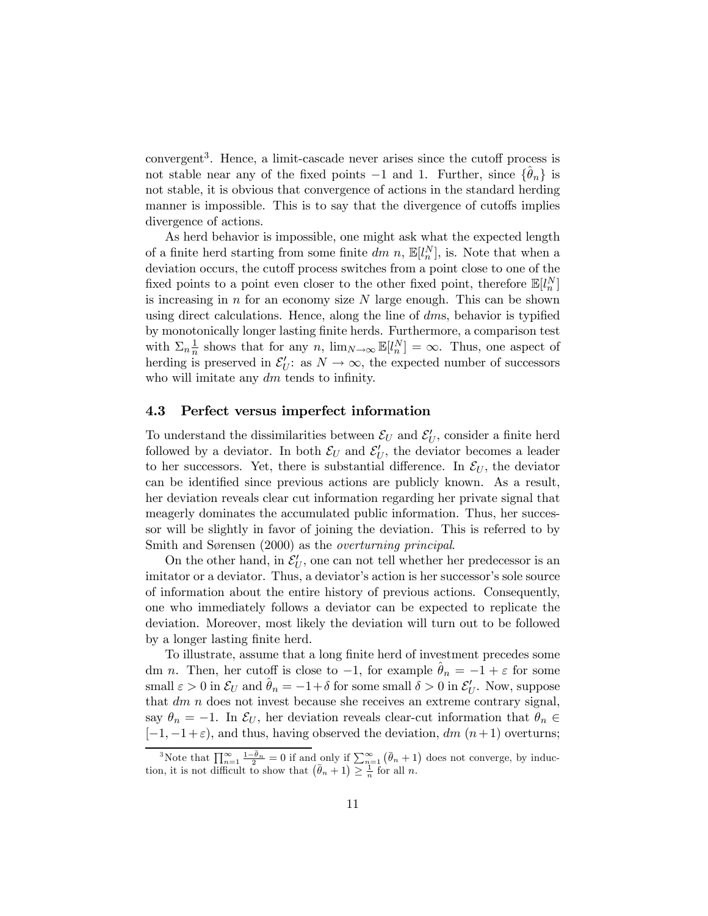convergent[3]. Hence, a limit-cascade never arises since the cutoff process is not stable near any of the fixed points $-1$ and $1$. Further, since $\{\hat{\theta}_n\}$ is not stable, it is obvious that convergence of actions in the standard herding manner is impossible. This is to say that the divergence of cutoffs implies divergence of actions.

As herd behavior is impossible, one might ask what the expected length of a finite herd starting from some finite *dm* $n$, $\mathbb{E}[l_n^N]$, is. Note that when a deviation occurs, the cutoff process switches from a point close to one of the fixed points to a point even closer to the other fixed point, therefore $\mathbb{E}[l_n^N]$ is increasing in $n$ for an economy size $N$ large enough. This can be shown using direct calculations. Hence, along the line of *dm*s, behavior is typified by monotonically longer lasting finite herds. Furthermore, a comparison test with $\Sigma_n \frac{1}{n}$ shows that for any $n$, $\lim_{N \to \infty} \mathbb{E}[l_n^N] = \infty$. Thus, one aspect of herding is preserved in $\mathcal{E}'_U$: as $N \to \infty$, the expected number of successors who will imitate any *dm* tends to infinity.

### 4.3 Perfect versus imperfect information

To understand the dissimilarities between $\mathcal{E}_U$ and $\mathcal{E}'_U$, consider a finite herd followed by a deviator. In both $\mathcal{E}_U$ and $\mathcal{E}'_U$, the deviator becomes a leader to her successors. Yet, there is substantial difference. In $\mathcal{E}_U$, the deviator can be identified since previous actions are publicly known. As a result, her deviation reveals clear cut information regarding her private signal that meagerly dominates the accumulated public information. Thus, her successor will be slightly in favor of joining the deviation. This is referred to by Smith and Sørensen (2000) as the *overturning principal*.

On the other hand, in $\mathcal{E}'_U$, one can not tell whether her predecessor is an imitator or a deviator. Thus, a deviator's action is her successor's sole source of information about the entire history of previous actions. Consequently, one who immediately follows a deviator can be expected to replicate the deviation. Moreover, most likely the deviation will turn out to be followed by a longer lasting finite herd.

To illustrate, assume that a long finite herd of investment precedes some dm $n$. Then, her cutoff is close to $-1$, for example $\hat{\theta}_n = -1 + \varepsilon$ for some small $\varepsilon > 0$ in $\mathcal{E}_U$ and $\hat{\theta}_n = -1 + \delta$ for some small $\delta > 0$ in $\mathcal{E}'_U$. Now, suppose that *dm* $n$ does not invest because she receives an extreme contrary signal, say $\theta_n = -1$. In $\mathcal{E}_U$, her deviation reveals clear-cut information that $\theta_n \in [-1, -1 + \varepsilon)$, and thus, having observed the deviation, *dm* $(n+1)$ overturns;

[3]Note that $\prod_{n=1}^{\infty} \frac{1-\bar{\theta}_n}{2} = 0$ if and only if $\sum_{n=1}^{\infty} (\bar{\theta}_n + 1)$ does not converge, by induction, it is not difficult to show that $(\bar{\theta}_n + 1) \geq \frac{1}{n}$ for all $n$.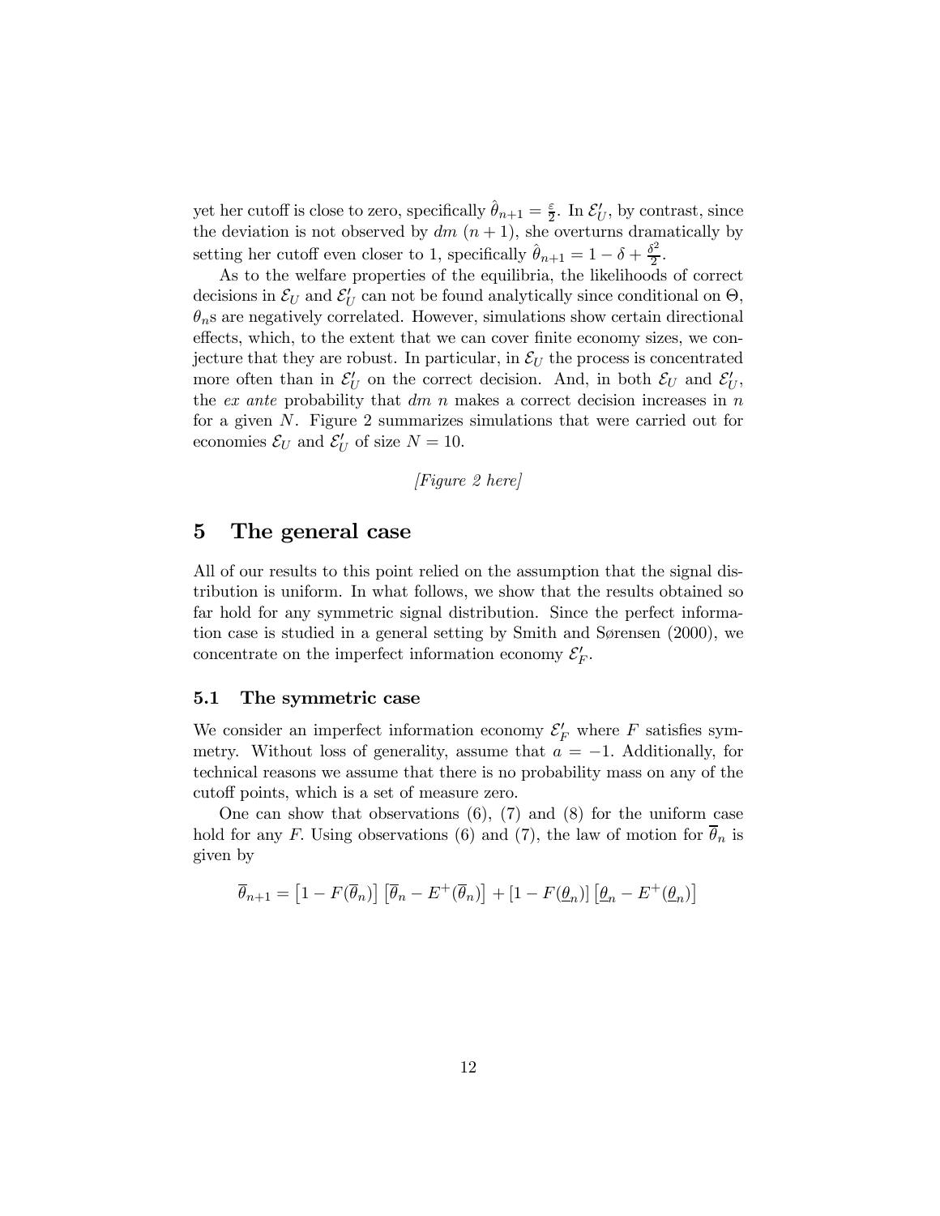yet her cutoff is close to zero, specifically $\hat{\theta}_{n+1} = \frac{\varepsilon}{2}$. In $\mathcal{E}'_U$, by contrast, since the deviation is not observed by *dm* $(n+1)$, she overturns dramatically by setting her cutoff even closer to 1, specifically $\hat{\theta}_{n+1} = 1 - \delta + \frac{\delta^2}{2}$.

As to the welfare properties of the equilibria, the likelihoods of correct decisions in $\mathcal{E}_U$ and $\mathcal{E}'_U$ can not be found analytically since conditional on $\Theta$, $\theta_n$s are negatively correlated. However, simulations show certain directional effects, which, to the extent that we can cover finite economy sizes, we conjecture that they are robust. In particular, in $\mathcal{E}_U$ the process is concentrated more often than in $\mathcal{E}'_U$ on the correct decision. And, in both $\mathcal{E}_U$ and $\mathcal{E}'_U$, the *ex ante* probability that *dm* $n$ makes a correct decision increases in $n$ for a given $N$. Figure 2 summarizes simulations that were carried out for economies $\mathcal{E}_U$ and $\mathcal{E}'_U$ of size $N = 10$.

*[Figure 2 here]*

# 5 The general case

All of our results to this point relied on the assumption that the signal distribution is uniform. In what follows, we show that the results obtained so far hold for any symmetric signal distribution. Since the perfect information case is studied in a general setting by Smith and Sørensen (2000), we concentrate on the imperfect information economy $\mathcal{E}'_F$.

## 5.1 The symmetric case

We consider an imperfect information economy $\mathcal{E}'_F$ where $F$ satisfies symmetry. Without loss of generality, assume that $a = -1$. Additionally, for technical reasons we assume that there is no probability mass on any of the cutoff points, which is a set of measure zero.

One can show that observations (6), (7) and (8) for the uniform case hold for any $F$. Using observations (6) and (7), the law of motion for $\overline{\theta}_n$ is given by

$$\overline{\theta}_{n+1} = \left[1 - F(\overline{\theta}_n)\right]\left[\overline{\theta}_n - E^+(\overline{\theta}_n)\right] + \left[1 - F(\underline{\theta}_n)\right]\left[\underline{\theta}_n - E^+(\underline{\theta}_n)\right]$$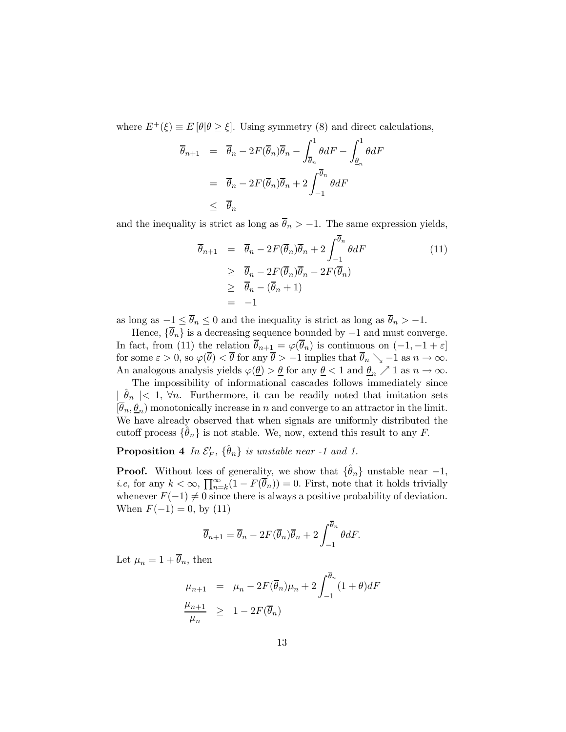where $E^+(\xi) \equiv E[\theta|\theta \geq \xi]$. Using symmetry (8) and direct calculations,

$$
\begin{aligned}
\overline{\theta}_{n+1} &= \overline{\theta}_n - 2F(\overline{\theta}_n)\overline{\theta}_n - \int_{\overline{\theta}_n}^{1} \theta dF - \int_{\underline{\theta}_n}^{1} \theta dF \\
&= \overline{\theta}_n - 2F(\overline{\theta}_n)\overline{\theta}_n + 2\int_{-1}^{\overline{\theta}_n} \theta dF \\
&\leq \overline{\theta}_n
\end{aligned}
$$

and the inequality is strict as long as $\overline{\theta}_n > -1$. The same expression yields,

$$
\begin{aligned}
\overline{\theta}_{n+1} &= \overline{\theta}_n - 2F(\overline{\theta}_n)\overline{\theta}_n + 2\int_{-1}^{\overline{\theta}_n} \theta dF \\
&\geq \overline{\theta}_n - 2F(\overline{\theta}_n)\overline{\theta}_n - 2F(\overline{\theta}_n) \\
&\geq \overline{\theta}_n - (\overline{\theta}_n + 1) \\
&= -1
\end{aligned}
\tag{11}
$$

as long as $-1 \leq \overline{\theta}_n \leq 0$ and the inequality is strict as long as $\overline{\theta}_n > -1$.

Hence, $\{\overline{\theta}_n\}$ is a decreasing sequence bounded by $-1$ and must converge. In fact, from (11) the relation $\overline{\theta}_{n+1} = \varphi(\overline{\theta}_n)$ is continuous on $(-1, -1+\varepsilon]$ for some $\varepsilon > 0$, so $\varphi(\overline{\theta}) < \overline{\theta}$ for any $\overline{\theta} > -1$ implies that $\overline{\theta}_n \searrow -1$ as $n \to \infty$. An analogous analysis yields $\varphi(\underline{\theta}) > \underline{\theta}$ for any $\underline{\theta} < 1$ and $\underline{\theta}_n \nearrow 1$ as $n \to \infty$.

The impossibility of informational cascades follows immediately since $|\ \hat{\theta}_n\ | < 1$, $\forall n$. Furthermore, it can be readily noted that imitation sets $[\overline{\theta}_n, \underline{\theta}_n)$ monotonically increase in $n$ and converge to an attractor in the limit. We have already observed that when signals are uniformly distributed the cutoff process $\{\hat{\theta}_n\}$ is not stable. We, now, extend this result to any $F$.

**Proposition 4** *In $\mathcal{E}'_F$, $\{\hat{\theta}_n\}$ is unstable near -1 and 1.*

**Proof.** Without loss of generality, we show that $\{\hat{\theta}_n\}$ unstable near $-1$, *i.e,* for any $k < \infty$, $\prod_{n=k}^{\infty}(1 - F(\overline{\theta}_n)) = 0$. First, note that it holds trivially whenever $F(-1) \neq 0$ since there is always a positive probability of deviation. When $F(-1) = 0$, by (11)

$$
\overline{\theta}_{n+1} = \overline{\theta}_n - 2F(\overline{\theta}_n)\overline{\theta}_n + 2\int_{-1}^{\overline{\theta}_n} \theta dF.
$$

Let $\mu_n = 1 + \overline{\theta}_n$, then

$$
\begin{aligned}
\mu_{n+1} &= \mu_n - 2F(\overline{\theta}_n)\mu_n + 2\int_{-1}^{\overline{\theta}_n} (1+\theta) dF \\
\frac{\mu_{n+1}}{\mu_n} &\geq 1 - 2F(\overline{\theta}_n)
\end{aligned}
$$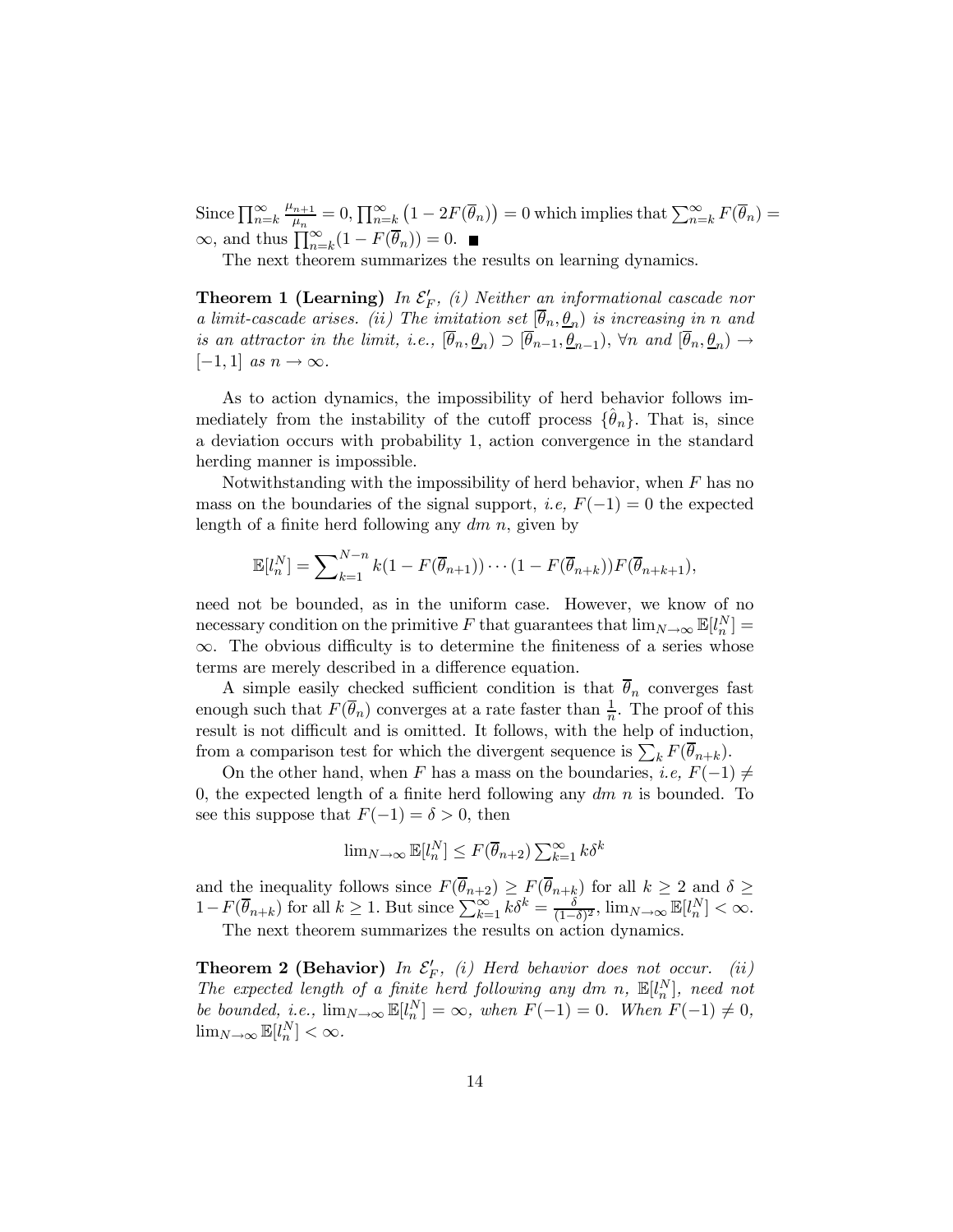Since $\prod_{n=k}^{\infty} \frac{\mu_{n+1}}{\mu_n} = 0$, $\prod_{n=k}^{\infty} \left(1 - 2F(\overline{\theta}_n)\right) = 0$ which implies that $\sum_{n=k}^{\infty} F(\overline{\theta}_n) = \infty$, and thus $\prod_{n=k}^{\infty}(1 - F(\overline{\theta}_n)) = 0$. ■

The next theorem summarizes the results on learning dynamics.

**Theorem 1 (Learning)** *In $\mathcal{E}'_F$, (i) Neither an informational cascade nor a limit-cascade arises. (ii) The imitation set $[\overline{\theta}_n, \underline{\theta}_n)$ is increasing in $n$ and is an attractor in the limit, i.e., $[\overline{\theta}_n, \underline{\theta}_n) \supset [\overline{\theta}_{n-1}, \underline{\theta}_{n-1})$, $\forall n$ and $[\overline{\theta}_n, \underline{\theta}_n) \to [-1, 1]$ as $n \to \infty$.*

As to action dynamics, the impossibility of herd behavior follows immediately from the instability of the cutoff process $\{\hat{\theta}_n\}$. That is, since a deviation occurs with probability 1, action convergence in the standard herding manner is impossible.

Notwithstanding with the impossibility of herd behavior, when $F$ has no mass on the boundaries of the signal support, *i.e,* $F(-1) = 0$ the expected length of a finite herd following any *dm* $n$, given by

$$\mathbb{E}[l_n^N] = \sum_{k=1}^{N-n} k(1 - F(\overline{\theta}_{n+1})) \cdots (1 - F(\overline{\theta}_{n+k}))F(\overline{\theta}_{n+k+1}),$$

need not be bounded, as in the uniform case. However, we know of no necessary condition on the primitive $F$ that guarantees that $\lim_{N\to\infty} \mathbb{E}[l_n^N] = \infty$. The obvious difficulty is to determine the finiteness of a series whose terms are merely described in a difference equation.

A simple easily checked sufficient condition is that $\overline{\theta}_n$ converges fast enough such that $F(\overline{\theta}_n)$ converges at a rate faster than $\frac{1}{n}$. The proof of this result is not difficult and is omitted. It follows, with the help of induction, from a comparison test for which the divergent sequence is $\sum_k F(\overline{\theta}_{n+k})$.

On the other hand, when $F$ has a mass on the boundaries, *i.e,* $F(-1) \neq 0$, the expected length of a finite herd following any *dm* $n$ is bounded. To see this suppose that $F(-1) = \delta > 0$, then

$$\lim_{N\to\infty} \mathbb{E}[l_n^N] \leq F(\overline{\theta}_{n+2}) \sum_{k=1}^{\infty} k\delta^k$$

and the inequality follows since $F(\overline{\theta}_{n+2}) \geq F(\overline{\theta}_{n+k})$ for all $k \geq 2$ and $\delta \geq 1 - F(\overline{\theta}_{n+k})$ for all $k \geq 1$. But since $\sum_{k=1}^{\infty} k\delta^k = \frac{\delta}{(1-\delta)^2}$, $\lim_{N\to\infty} \mathbb{E}[l_n^N] < \infty$.

The next theorem summarizes the results on action dynamics.

**Theorem 2 (Behavior)** *In $\mathcal{E}'_F$, (i) Herd behavior does not occur. (ii) The expected length of a finite herd following any dm $n$, $\mathbb{E}[l_n^N]$, need not be bounded, i.e., $\lim_{N\to\infty} \mathbb{E}[l_n^N] = \infty$, when $F(-1) = 0$. When $F(-1) \neq 0$, $\lim_{N\to\infty} \mathbb{E}[l_n^N] < \infty$.*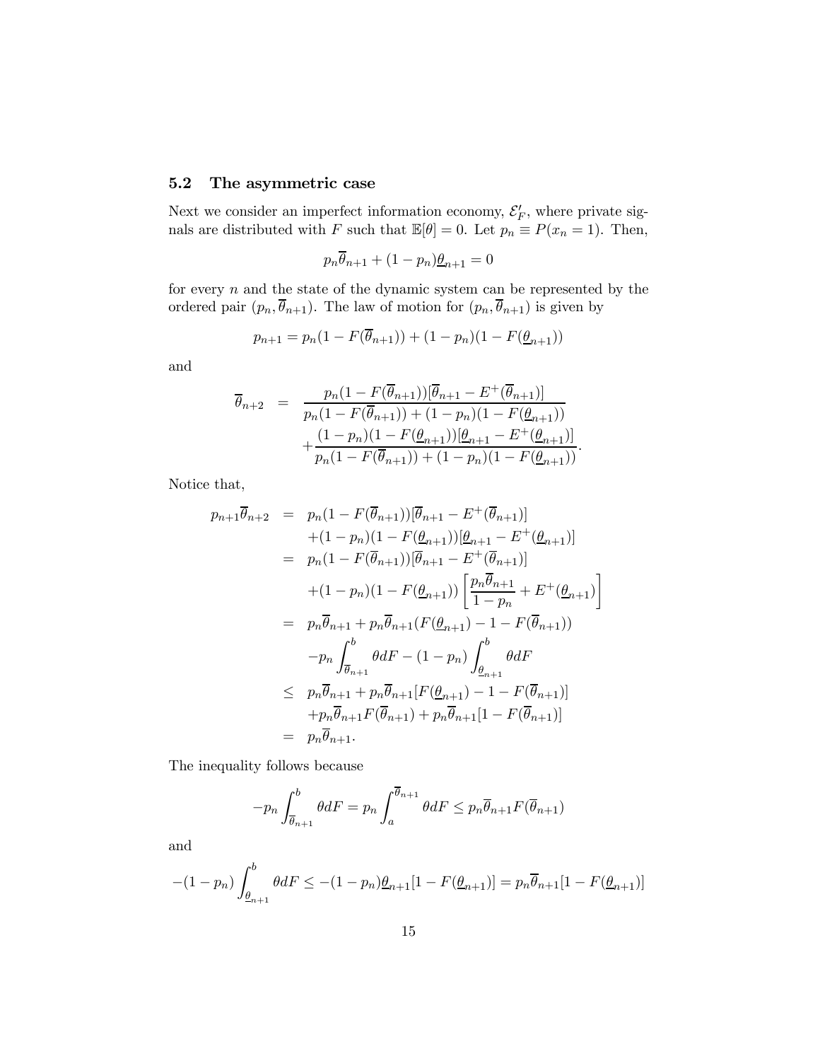### 5.2 The asymmetric case

Next we consider an imperfect information economy, $\mathcal{E}'_F$, where private signals are distributed with $F$ such that $\mathbb{E}[\theta] = 0$. Let $p_n \equiv P(x_n = 1)$. Then,

$$p_n \overline{\theta}_{n+1} + (1 - p_n) \underline{\theta}_{n+1} = 0$$

for every $n$ and the state of the dynamic system can be represented by the ordered pair $(p_n, \overline{\theta}_{n+1})$. The law of motion for $(p_n, \overline{\theta}_{n+1})$ is given by

$$p_{n+1} = p_n(1 - F(\overline{\theta}_{n+1})) + (1 - p_n)(1 - F(\underline{\theta}_{n+1}))$$

and

$$\begin{aligned}
\overline{\theta}_{n+2} \;=\; & \frac{p_n(1 - F(\overline{\theta}_{n+1}))[\overline{\theta}_{n+1} - E^+(\overline{\theta}_{n+1})]}{p_n(1 - F(\overline{\theta}_{n+1})) + (1 - p_n)(1 - F(\underline{\theta}_{n+1}))} \\
& + \frac{(1 - p_n)(1 - F(\underline{\theta}_{n+1}))[\underline{\theta}_{n+1} - E^+(\underline{\theta}_{n+1})]}{p_n(1 - F(\overline{\theta}_{n+1})) + (1 - p_n)(1 - F(\underline{\theta}_{n+1}))}.
\end{aligned}$$

Notice that,

$$\begin{aligned}
p_{n+1}\overline{\theta}_{n+2} \;=\; & p_n(1 - F(\overline{\theta}_{n+1}))[\overline{\theta}_{n+1} - E^+(\overline{\theta}_{n+1})] \\
& + (1 - p_n)(1 - F(\underline{\theta}_{n+1}))[\underline{\theta}_{n+1} - E^+(\underline{\theta}_{n+1})] \\
=\; & p_n(1 - F(\overline{\theta}_{n+1}))[\overline{\theta}_{n+1} - E^+(\overline{\theta}_{n+1})] \\
& + (1 - p_n)(1 - F(\underline{\theta}_{n+1})) \left[ \frac{p_n \overline{\theta}_{n+1}}{1 - p_n} + E^+(\underline{\theta}_{n+1}) \right] \\
=\; & p_n \overline{\theta}_{n+1} + p_n \overline{\theta}_{n+1}(F(\underline{\theta}_{n+1}) - 1 - F(\overline{\theta}_{n+1})) \\
& - p_n \int_{\overline{\theta}_{n+1}}^{b} \theta dF - (1 - p_n) \int_{\underline{\theta}_{n+1}}^{b} \theta dF \\
\leq\; & p_n \overline{\theta}_{n+1} + p_n \overline{\theta}_{n+1}[F(\underline{\theta}_{n+1}) - 1 - F(\overline{\theta}_{n+1})] \\
& + p_n \overline{\theta}_{n+1} F(\overline{\theta}_{n+1}) + p_n \overline{\theta}_{n+1}[1 - F(\overline{\theta}_{n+1})] \\
=\; & p_n \overline{\theta}_{n+1}.
\end{aligned}$$

The inequality follows because

$$-p_n \int_{\overline{\theta}_{n+1}}^{b} \theta dF = p_n \int_{a}^{\overline{\theta}_{n+1}} \theta dF \leq p_n \overline{\theta}_{n+1} F(\overline{\theta}_{n+1})$$

and

$$-(1 - p_n) \int_{\underline{\theta}_{n+1}}^{b} \theta dF \leq -(1 - p_n)\underline{\theta}_{n+1}[1 - F(\underline{\theta}_{n+1})] = p_n \overline{\theta}_{n+1}[1 - F(\underline{\theta}_{n+1})]$$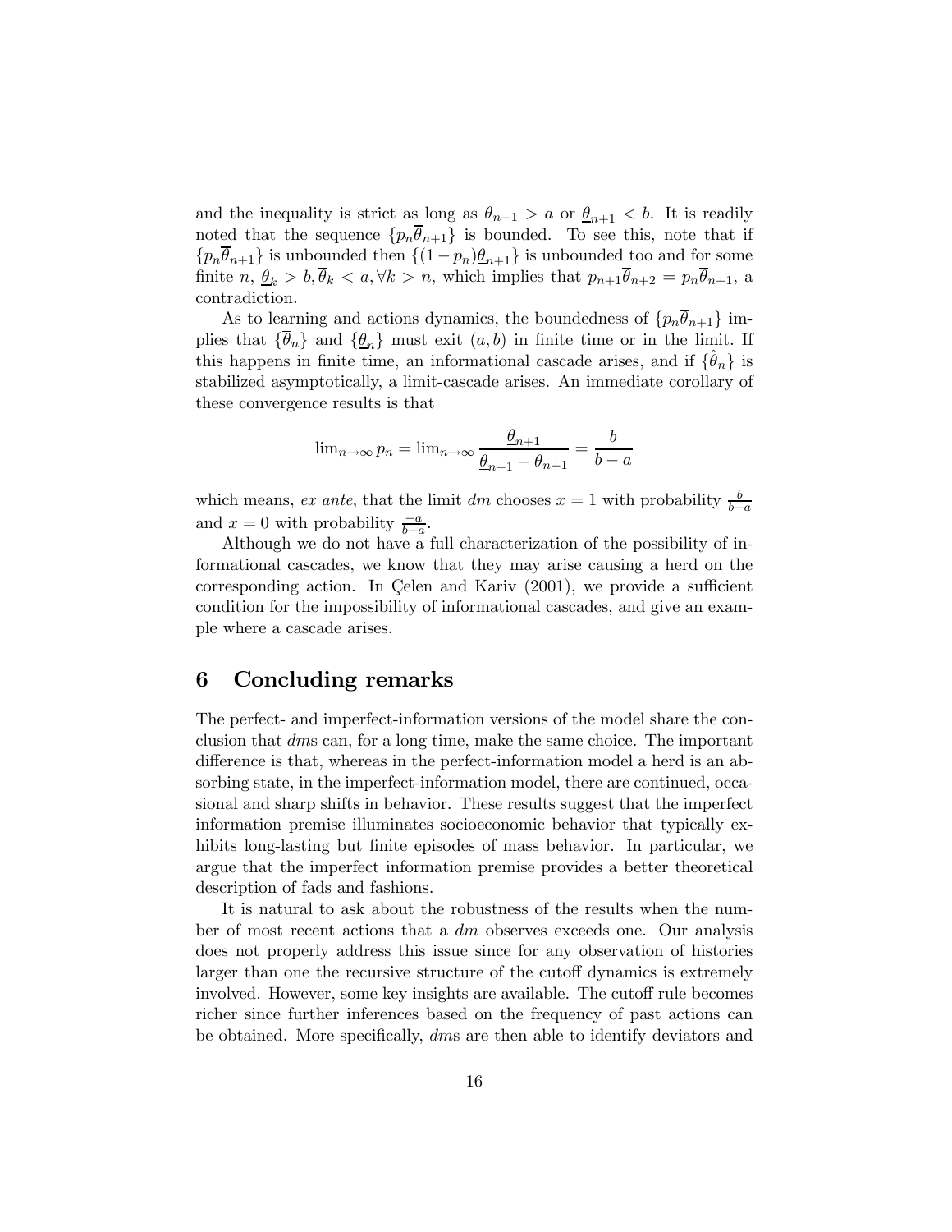and the inequality is strict as long as $\overline{\theta}_{n+1} > a$ or $\underline{\theta}_{n+1} < b$. It is readily noted that the sequence $\{p_n\overline{\theta}_{n+1}\}$ is bounded. To see this, note that if $\{p_n\overline{\theta}_{n+1}\}$ is unbounded then $\{(1-p_n)\underline{\theta}_{n+1}\}$ is unbounded too and for some finite $n$, $\underline{\theta}_k > b, \overline{\theta}_k < a, \forall k > n$, which implies that $p_{n+1}\overline{\theta}_{n+2} = p_n\overline{\theta}_{n+1}$, a contradiction.

As to learning and actions dynamics, the boundedness of $\{p_n\overline{\theta}_{n+1}\}$ implies that $\{\overline{\theta}_n\}$ and $\{\underline{\theta}_n\}$ must exit $(a, b)$ in finite time or in the limit. If this happens in finite time, an informational cascade arises, and if $\{\hat{\theta}_n\}$ is stabilized asymptotically, a limit-cascade arises. An immediate corollary of these convergence results is that

$$\lim_{n\to\infty} p_n = \lim_{n\to\infty} \frac{\underline{\theta}_{n+1}}{\underline{\theta}_{n+1} - \overline{\theta}_{n+1}} = \frac{b}{b-a}$$

which means, *ex ante*, that the limit $dm$ chooses $x = 1$ with probability $\frac{b}{b-a}$ and $x = 0$ with probability $\frac{-a}{b-a}$.

Although we do not have a full characterization of the possibility of informational cascades, we know that they may arise causing a herd on the corresponding action. In Çelen and Kariv (2001), we provide a sufficient condition for the impossibility of informational cascades, and give an example where a cascade arises.

## 6 Concluding remarks

The perfect- and imperfect-information versions of the model share the conclusion that *dm*s can, for a long time, make the same choice. The important difference is that, whereas in the perfect-information model a herd is an absorbing state, in the imperfect-information model, there are continued, occasional and sharp shifts in behavior. These results suggest that the imperfect information premise illuminates socioeconomic behavior that typically exhibits long-lasting but finite episodes of mass behavior. In particular, we argue that the imperfect information premise provides a better theoretical description of fads and fashions.

It is natural to ask about the robustness of the results when the number of most recent actions that a *dm* observes exceeds one. Our analysis does not properly address this issue since for any observation of histories larger than one the recursive structure of the cutoff dynamics is extremely involved. However, some key insights are available. The cutoff rule becomes richer since further inferences based on the frequency of past actions can be obtained. More specifically, *dm*s are then able to identify deviators and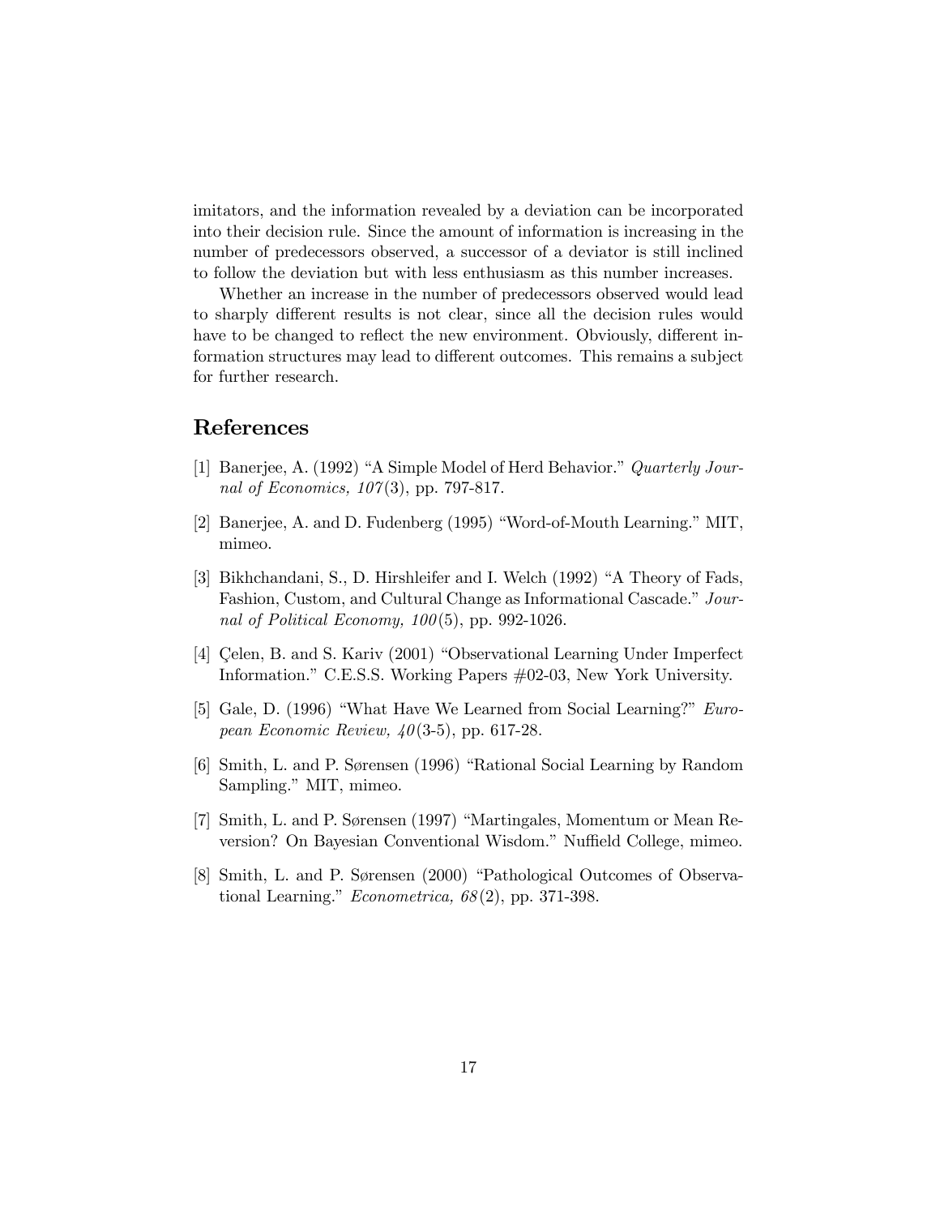imitators, and the information revealed by a deviation can be incorporated into their decision rule. Since the amount of information is increasing in the number of predecessors observed, a successor of a deviator is still inclined to follow the deviation but with less enthusiasm as this number increases.

Whether an increase in the number of predecessors observed would lead to sharply different results is not clear, since all the decision rules would have to be changed to reflect the new environment. Obviously, different information structures may lead to different outcomes. This remains a subject for further research.

## References

[1] Banerjee, A. (1992) "A Simple Model of Herd Behavior." *Quarterly Journal of Economics, 107*(3), pp. 797-817.

[2] Banerjee, A. and D. Fudenberg (1995) "Word-of-Mouth Learning." MIT, mimeo.

[3] Bikhchandani, S., D. Hirshleifer and I. Welch (1992) "A Theory of Fads, Fashion, Custom, and Cultural Change as Informational Cascade." *Journal of Political Economy, 100*(5), pp. 992-1026.

[4] Çelen, B. and S. Kariv (2001) "Observational Learning Under Imperfect Information." C.E.S.S. Working Papers #02-03, New York University.

[5] Gale, D. (1996) "What Have We Learned from Social Learning?" *European Economic Review, 40*(3-5), pp. 617-28.

[6] Smith, L. and P. Sørensen (1996) "Rational Social Learning by Random Sampling." MIT, mimeo.

[7] Smith, L. and P. Sørensen (1997) "Martingales, Momentum or Mean Reversion? On Bayesian Conventional Wisdom." Nuffield College, mimeo.

[8] Smith, L. and P. Sørensen (2000) "Pathological Outcomes of Observational Learning." *Econometrica, 68*(2), pp. 371-398.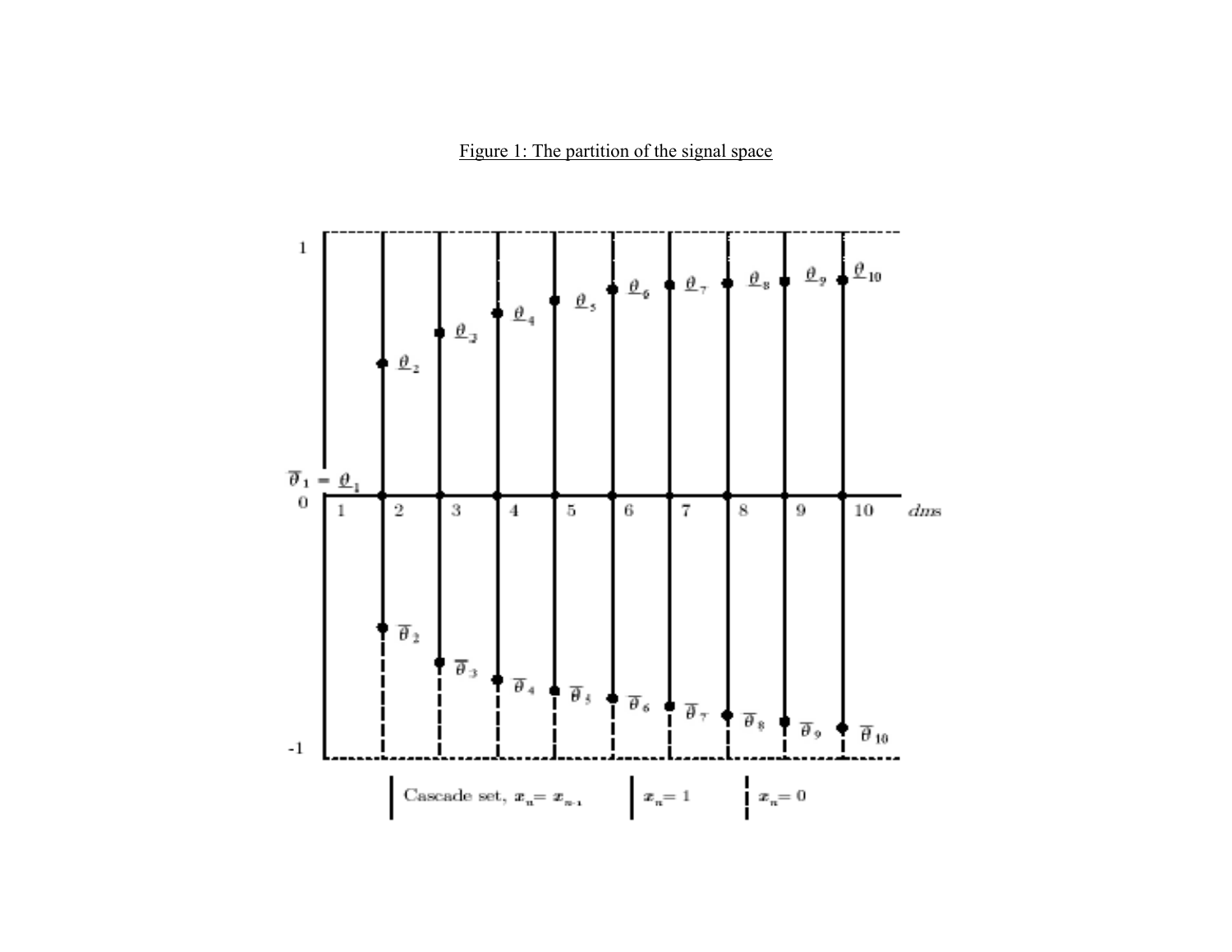Figure 1: The partition of the signal space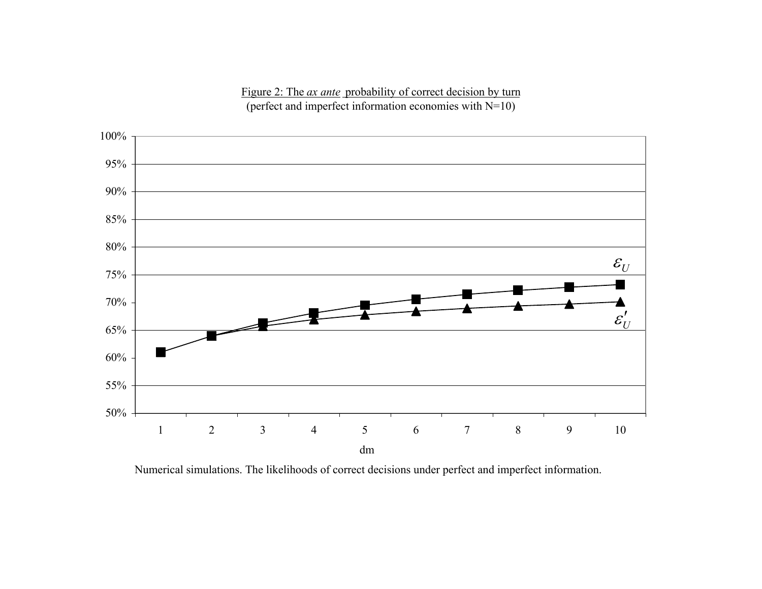Figure 2: The *ax ante* probability of correct decision by turn
(perfect and imperfect information economies with N=10)

100%
95%
90%
85%
80%
75%
70%
65%
60%
55%
50%

1 2 3 4 5 6 7 8 9 10

dm

$\varepsilon_U$

$\varepsilon'_U$

Numerical simulations. The likelihoods of correct decisions under perfect and imperfect information.